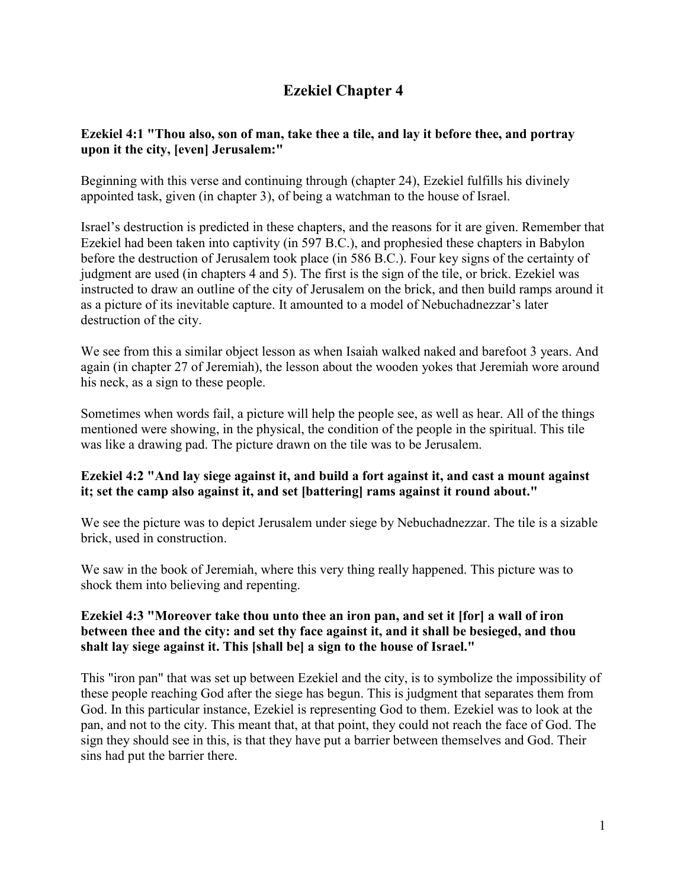# Ezekiel Chapter 4

**Ezekiel 4:1 "Thou also, son of man, take thee a tile, and lay it before thee, and portray upon it the city, [even] Jerusalem:"**

Beginning with this verse and continuing through (chapter 24), Ezekiel fulfills his divinely appointed task, given (in chapter 3), of being a watchman to the house of Israel.

Israel's destruction is predicted in these chapters, and the reasons for it are given. Remember that Ezekiel had been taken into captivity (in 597 B.C.), and prophesied these chapters in Babylon before the destruction of Jerusalem took place (in 586 B.C.). Four key signs of the certainty of judgment are used (in chapters 4 and 5). The first is the sign of the tile, or brick. Ezekiel was instructed to draw an outline of the city of Jerusalem on the brick, and then build ramps around it as a picture of its inevitable capture. It amounted to a model of Nebuchadnezzar's later destruction of the city.

We see from this a similar object lesson as when Isaiah walked naked and barefoot 3 years. And again (in chapter 27 of Jeremiah), the lesson about the wooden yokes that Jeremiah wore around his neck, as a sign to these people.

Sometimes when words fail, a picture will help the people see, as well as hear. All of the things mentioned were showing, in the physical, the condition of the people in the spiritual. This tile was like a drawing pad. The picture drawn on the tile was to be Jerusalem.

**Ezekiel 4:2 "And lay siege against it, and build a fort against it, and cast a mount against it; set the camp also against it, and set [battering] rams against it round about."**

We see the picture was to depict Jerusalem under siege by Nebuchadnezzar. The tile is a sizable brick, used in construction.

We saw in the book of Jeremiah, where this very thing really happened. This picture was to shock them into believing and repenting.

**Ezekiel 4:3 "Moreover take thou unto thee an iron pan, and set it [for] a wall of iron between thee and the city: and set thy face against it, and it shall be besieged, and thou shalt lay siege against it. This [shall be] a sign to the house of Israel."**

This "iron pan" that was set up between Ezekiel and the city, is to symbolize the impossibility of these people reaching God after the siege has begun. This is judgment that separates them from God. In this particular instance, Ezekiel is representing God to them. Ezekiel was to look at the pan, and not to the city. This meant that, at that point, they could not reach the face of God. The sign they should see in this, is that they have put a barrier between themselves and God. Their sins had put the barrier there.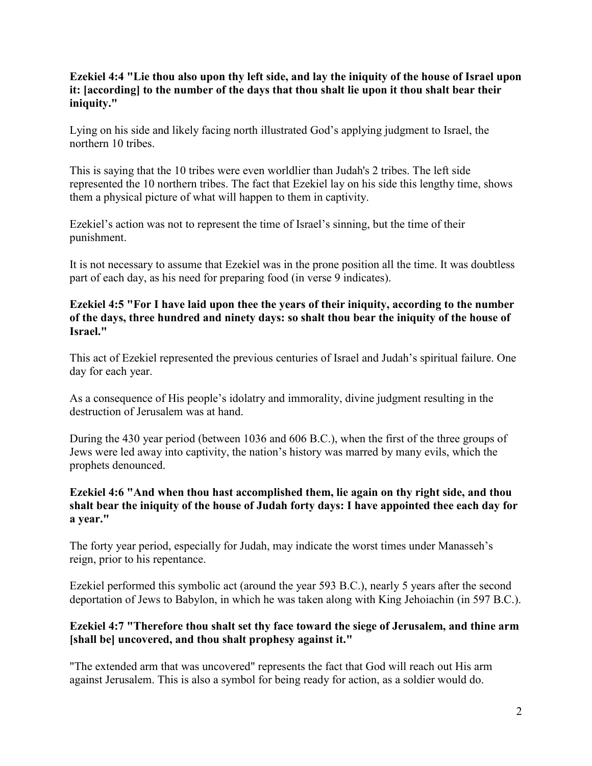**Ezekiel 4:4 "Lie thou also upon thy left side, and lay the iniquity of the house of Israel upon it: [according] to the number of the days that thou shalt lie upon it thou shalt bear their iniquity."**

Lying on his side and likely facing north illustrated God's applying judgment to Israel, the northern 10 tribes.

This is saying that the 10 tribes were even worldlier than Judah's 2 tribes. The left side represented the 10 northern tribes. The fact that Ezekiel lay on his side this lengthy time, shows them a physical picture of what will happen to them in captivity.

Ezekiel's action was not to represent the time of Israel's sinning, but the time of their punishment.

It is not necessary to assume that Ezekiel was in the prone position all the time. It was doubtless part of each day, as his need for preparing food (in verse 9 indicates).

**Ezekiel 4:5 "For I have laid upon thee the years of their iniquity, according to the number of the days, three hundred and ninety days: so shalt thou bear the iniquity of the house of Israel."**

This act of Ezekiel represented the previous centuries of Israel and Judah's spiritual failure. One day for each year.

As a consequence of His people's idolatry and immorality, divine judgment resulting in the destruction of Jerusalem was at hand.

During the 430 year period (between 1036 and 606 B.C.), when the first of the three groups of Jews were led away into captivity, the nation's history was marred by many evils, which the prophets denounced.

**Ezekiel 4:6 "And when thou hast accomplished them, lie again on thy right side, and thou shalt bear the iniquity of the house of Judah forty days: I have appointed thee each day for a year."**

The forty year period, especially for Judah, may indicate the worst times under Manasseh's reign, prior to his repentance.

Ezekiel performed this symbolic act (around the year 593 B.C.), nearly 5 years after the second deportation of Jews to Babylon, in which he was taken along with King Jehoiachin (in 597 B.C.).

**Ezekiel 4:7 "Therefore thou shalt set thy face toward the siege of Jerusalem, and thine arm [shall be] uncovered, and thou shalt prophesy against it."**

"The extended arm that was uncovered" represents the fact that God will reach out His arm against Jerusalem. This is also a symbol for being ready for action, as a soldier would do.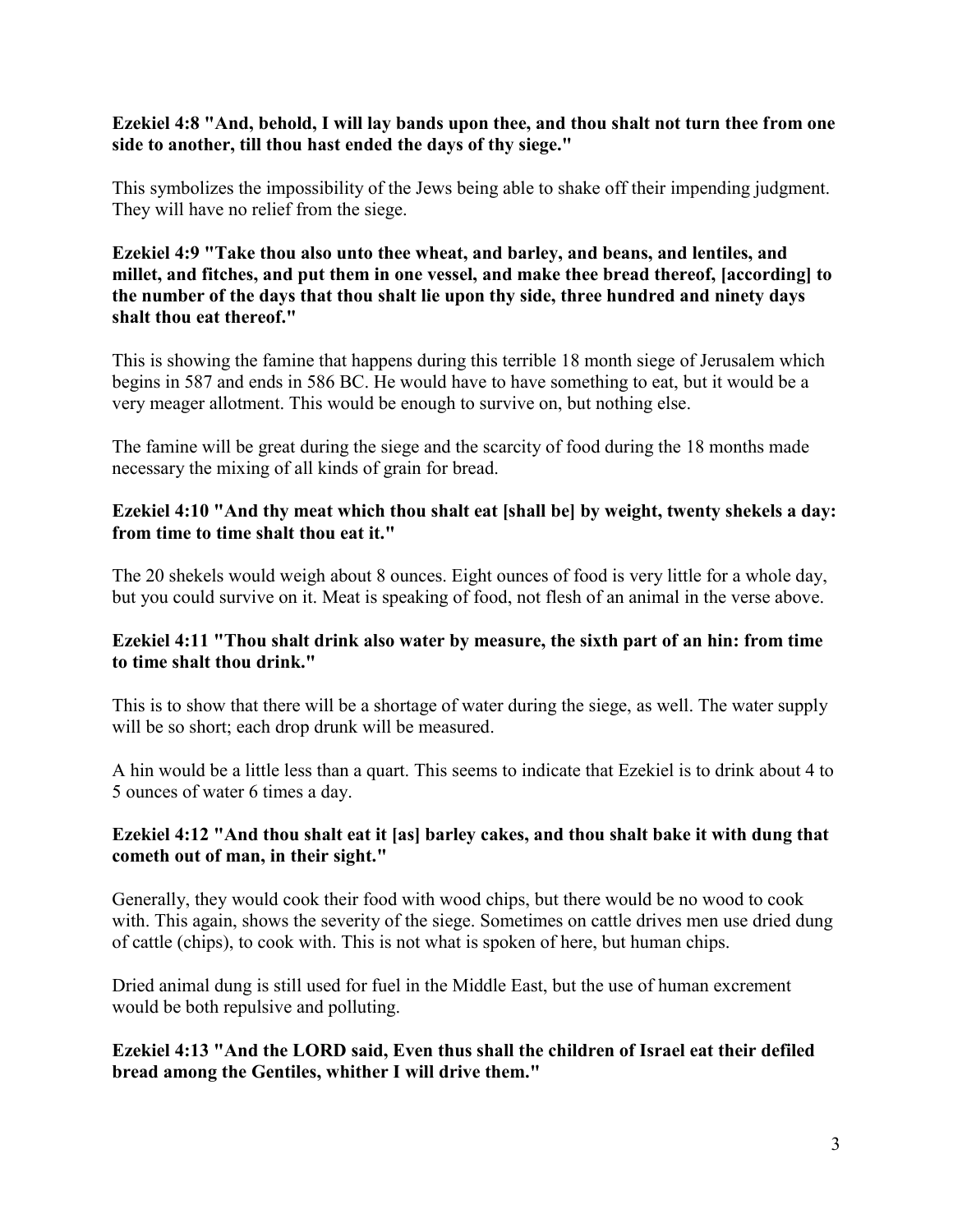**Ezekiel 4:8 "And, behold, I will lay bands upon thee, and thou shalt not turn thee from one side to another, till thou hast ended the days of thy siege."**

This symbolizes the impossibility of the Jews being able to shake off their impending judgment. They will have no relief from the siege.

**Ezekiel 4:9 "Take thou also unto thee wheat, and barley, and beans, and lentiles, and millet, and fitches, and put them in one vessel, and make thee bread thereof, [according] to the number of the days that thou shalt lie upon thy side, three hundred and ninety days shalt thou eat thereof."**

This is showing the famine that happens during this terrible 18 month siege of Jerusalem which begins in 587 and ends in 586 BC. He would have to have something to eat, but it would be a very meager allotment. This would be enough to survive on, but nothing else.

The famine will be great during the siege and the scarcity of food during the 18 months made necessary the mixing of all kinds of grain for bread.

**Ezekiel 4:10 "And thy meat which thou shalt eat [shall be] by weight, twenty shekels a day: from time to time shalt thou eat it."**

The 20 shekels would weigh about 8 ounces. Eight ounces of food is very little for a whole day, but you could survive on it. Meat is speaking of food, not flesh of an animal in the verse above.

**Ezekiel 4:11 "Thou shalt drink also water by measure, the sixth part of an hin: from time to time shalt thou drink."**

This is to show that there will be a shortage of water during the siege, as well. The water supply will be so short; each drop drunk will be measured.

A hin would be a little less than a quart. This seems to indicate that Ezekiel is to drink about 4 to 5 ounces of water 6 times a day.

**Ezekiel 4:12 "And thou shalt eat it [as] barley cakes, and thou shalt bake it with dung that cometh out of man, in their sight."**

Generally, they would cook their food with wood chips, but there would be no wood to cook with. This again, shows the severity of the siege. Sometimes on cattle drives men use dried dung of cattle (chips), to cook with. This is not what is spoken of here, but human chips.

Dried animal dung is still used for fuel in the Middle East, but the use of human excrement would be both repulsive and polluting.

**Ezekiel 4:13 "And the LORD said, Even thus shall the children of Israel eat their defiled bread among the Gentiles, whither I will drive them."**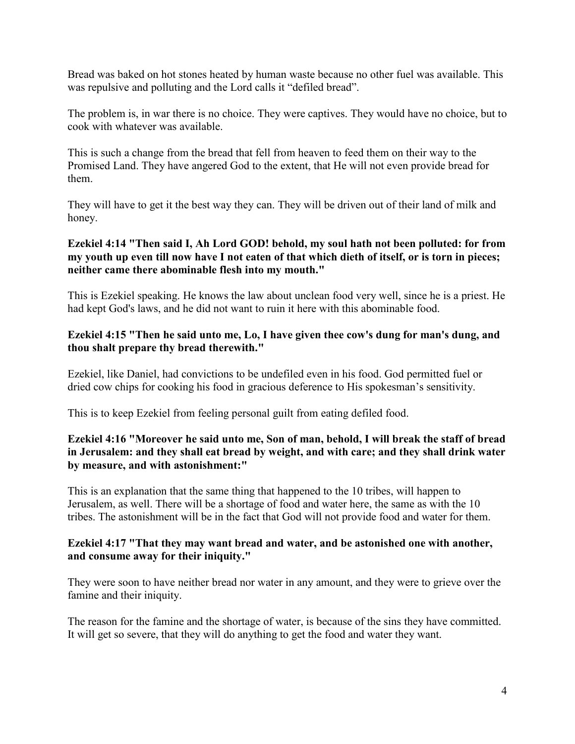Bread was baked on hot stones heated by human waste because no other fuel was available. This was repulsive and polluting and the Lord calls it "defiled bread".

The problem is, in war there is no choice. They were captives. They would have no choice, but to cook with whatever was available.

This is such a change from the bread that fell from heaven to feed them on their way to the Promised Land. They have angered God to the extent, that He will not even provide bread for them.

They will have to get it the best way they can. They will be driven out of their land of milk and honey.

**Ezekiel 4:14 "Then said I, Ah Lord GOD! behold, my soul hath not been polluted: for from my youth up even till now have I not eaten of that which dieth of itself, or is torn in pieces; neither came there abominable flesh into my mouth."**

This is Ezekiel speaking. He knows the law about unclean food very well, since he is a priest. He had kept God's laws, and he did not want to ruin it here with this abominable food.

**Ezekiel 4:15 "Then he said unto me, Lo, I have given thee cow's dung for man's dung, and thou shalt prepare thy bread therewith."**

Ezekiel, like Daniel, had convictions to be undefiled even in his food. God permitted fuel or dried cow chips for cooking his food in gracious deference to His spokesman's sensitivity.

This is to keep Ezekiel from feeling personal guilt from eating defiled food.

**Ezekiel 4:16 "Moreover he said unto me, Son of man, behold, I will break the staff of bread in Jerusalem: and they shall eat bread by weight, and with care; and they shall drink water by measure, and with astonishment:"**

This is an explanation that the same thing that happened to the 10 tribes, will happen to Jerusalem, as well. There will be a shortage of food and water here, the same as with the 10 tribes. The astonishment will be in the fact that God will not provide food and water for them.

**Ezekiel 4:17 "That they may want bread and water, and be astonished one with another, and consume away for their iniquity."**

They were soon to have neither bread nor water in any amount, and they were to grieve over the famine and their iniquity.

The reason for the famine and the shortage of water, is because of the sins they have committed. It will get so severe, that they will do anything to get the food and water they want.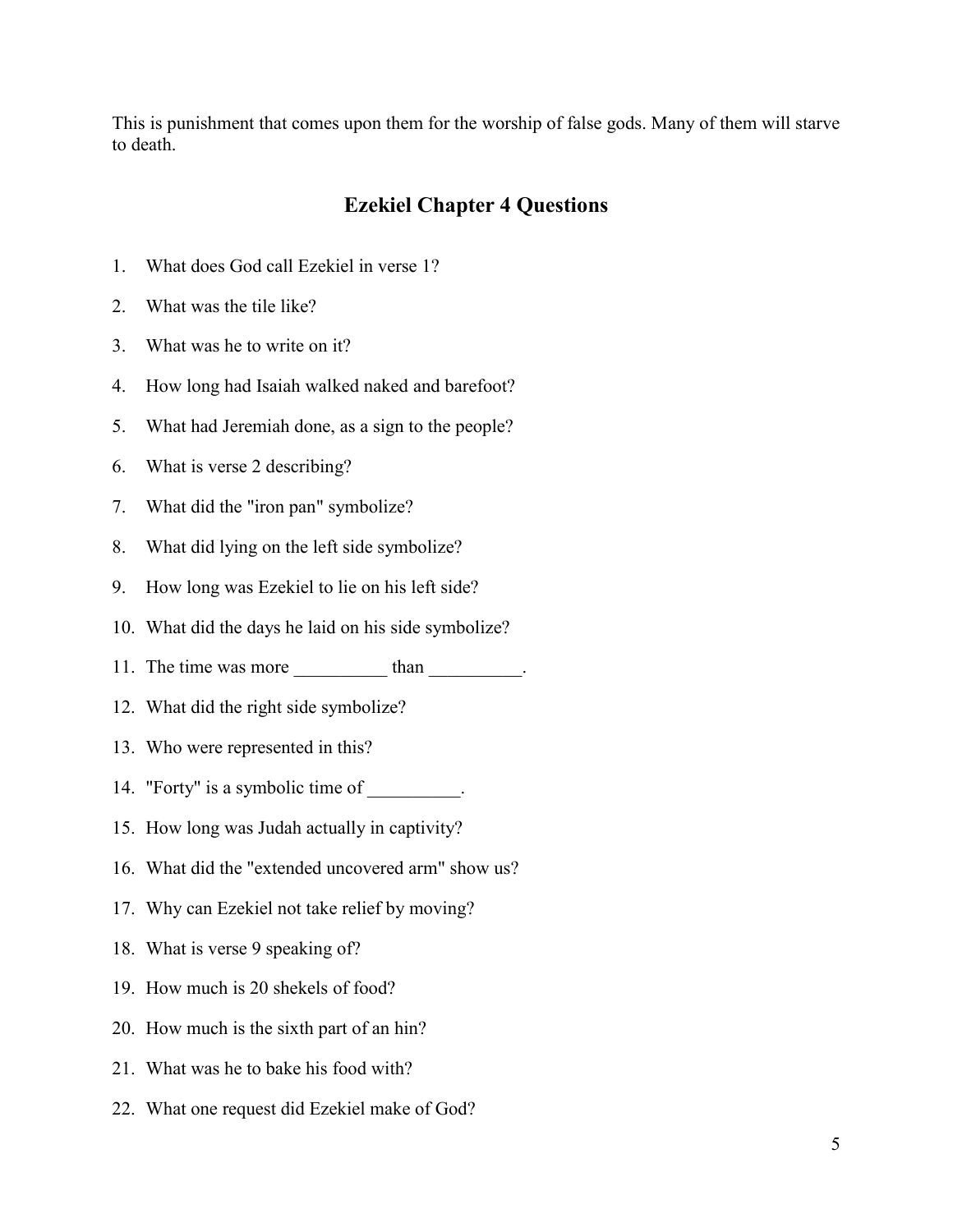This is punishment that comes upon them for the worship of false gods. Many of them will starve to death.

## Ezekiel Chapter 4 Questions

1. What does God call Ezekiel in verse 1?
2. What was the tile like?
3. What was he to write on it?
4. How long had Isaiah walked naked and barefoot?
5. What had Jeremiah done, as a sign to the people?
6. What is verse 2 describing?
7. What did the "iron pan" symbolize?
8. What did lying on the left side symbolize?
9. How long was Ezekiel to lie on his left side?
10. What did the days he laid on his side symbolize?
11. The time was more __________ than __________.
12. What did the right side symbolize?
13. Who were represented in this?
14. "Forty" is a symbolic time of __________.
15. How long was Judah actually in captivity?
16. What did the "extended uncovered arm" show us?
17. Why can Ezekiel not take relief by moving?
18. What is verse 9 speaking of?
19. How much is 20 shekels of food?
20. How much is the sixth part of an hin?
21. What was he to bake his food with?
22. What one request did Ezekiel make of God?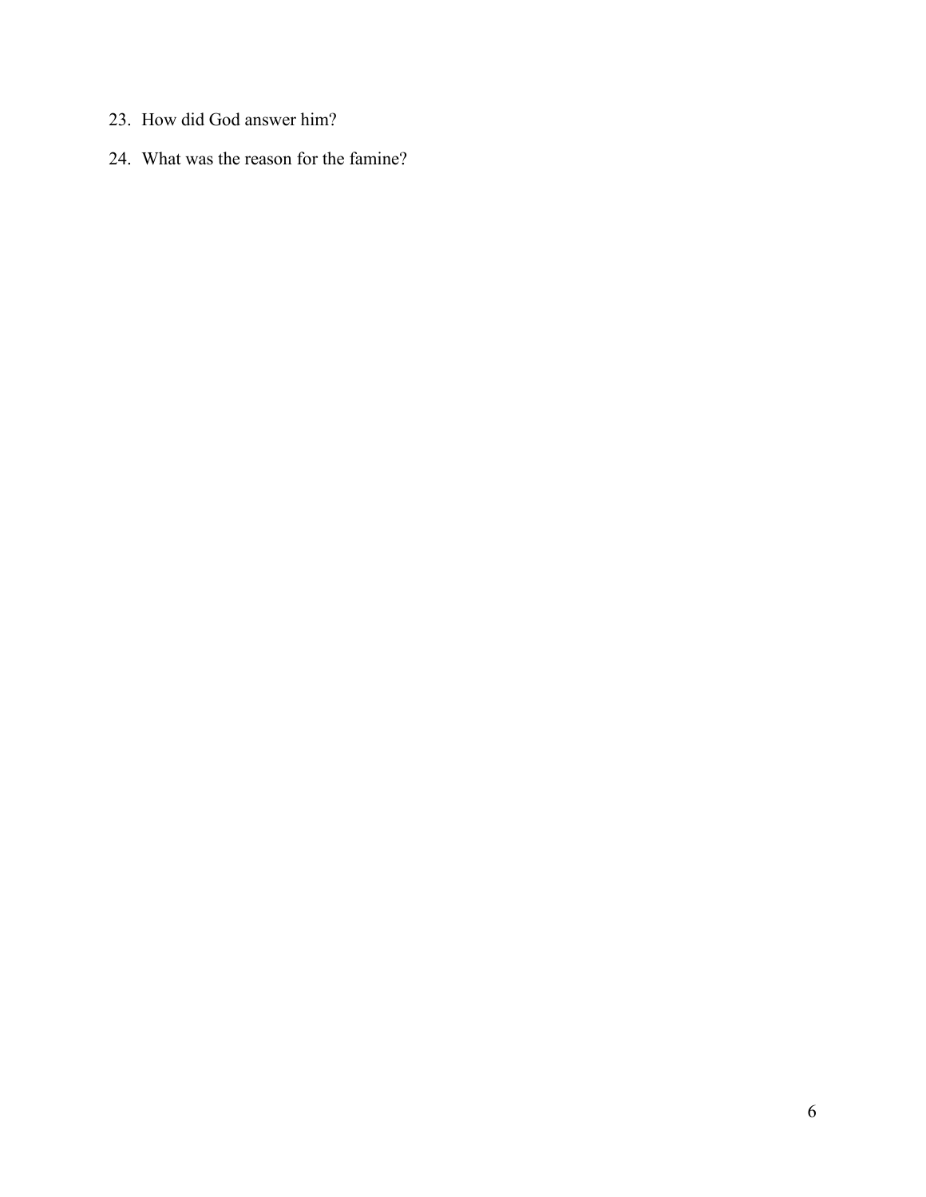23. How did God answer him?

24. What was the reason for the famine?